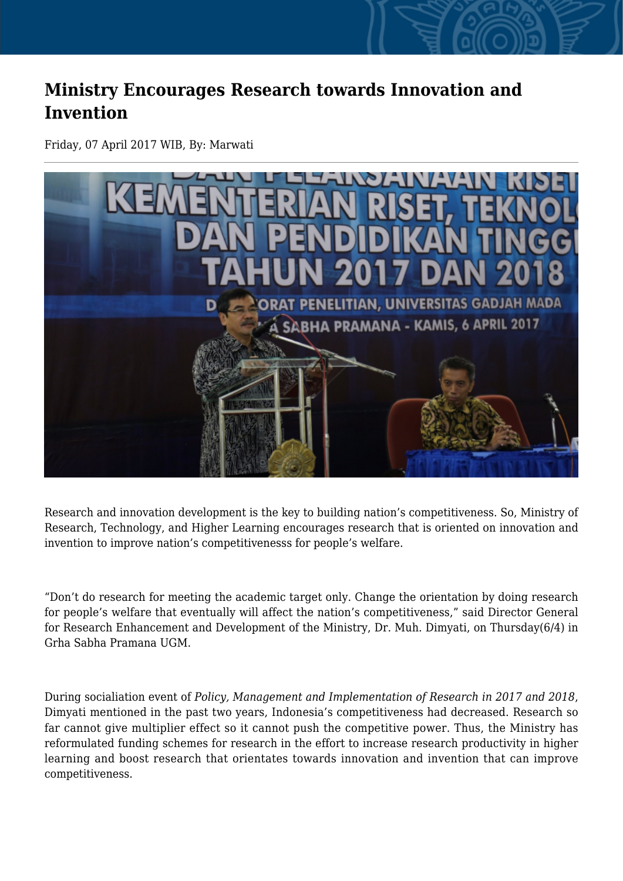# Ministry Encourages Research towards Innovation and Invention

Friday, 07 April 2017 WIB, By: Marwati

Research and innovation development is the key to building nation's competitiveness. So, Ministry of Research, Technology, and Higher Learning encourages research that is oriented on innovation and invention to improve nation's competitivenesss for people's welfare.

"Don't do research for meeting the academic target only. Change the orientation by doing research for people's welfare that eventually will affect the nation's competitiveness," said Director General for Research Enhancement and Development of the Ministry, Dr. Muh. Dimyati, on Thursday(6/4) in Grha Sabha Pramana UGM.

During socialiation event of *Policy, Management and Implementation of Research in 2017 and 2018*, Dimyati mentioned in the past two years, Indonesia's competitiveness had decreased. Research so far cannot give multiplier effect so it cannot push the competitive power. Thus, the Ministry has reformulated funding schemes for research in the effort to increase research productivity in higher learning and boost research that orientates towards innovation and invention that can improve competitiveness.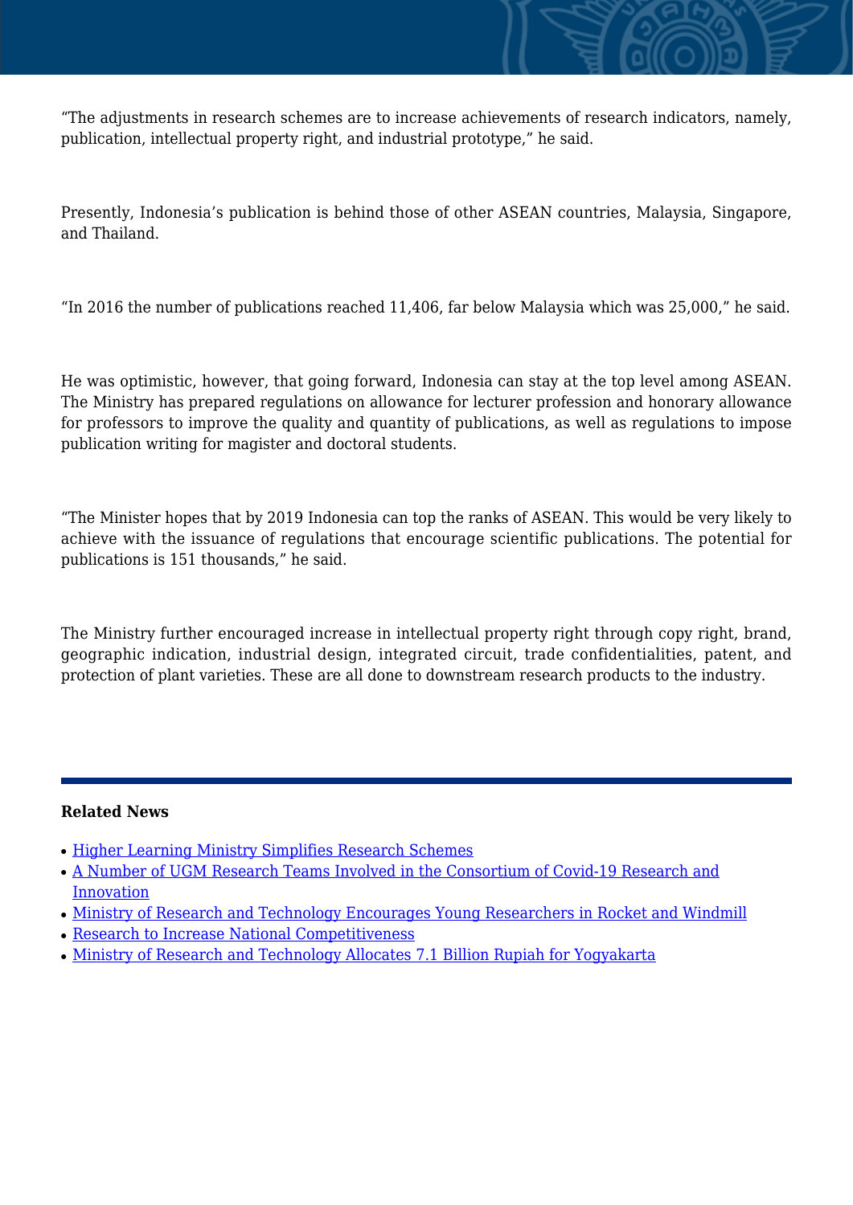"The adjustments in research schemes are to increase achievements of research indicators, namely, publication, intellectual property right, and industrial prototype," he said.

Presently, Indonesia's publication is behind those of other ASEAN countries, Malaysia, Singapore, and Thailand.

"In 2016 the number of publications reached 11,406, far below Malaysia which was 25,000," he said.

He was optimistic, however, that going forward, Indonesia can stay at the top level among ASEAN. The Ministry has prepared regulations on allowance for lecturer profession and honorary allowance for professors to improve the quality and quantity of publications, as well as regulations to impose publication writing for magister and doctoral students.

"The Minister hopes that by 2019 Indonesia can top the ranks of ASEAN. This would be very likely to achieve with the issuance of regulations that encourage scientific publications. The potential for publications is 151 thousands," he said.

The Ministry further encouraged increase in intellectual property right through copy right, brand, geographic indication, industrial design, integrated circuit, trade confidentialities, patent, and protection of plant varieties. These are all done to downstream research products to the industry.

---

**Related News**

- Higher Learning Ministry Simplifies Research Schemes
- A Number of UGM Research Teams Involved in the Consortium of Covid-19 Research and Innovation
- Ministry of Research and Technology Encourages Young Researchers in Rocket and Windmill
- Research to Increase National Competitiveness
- Ministry of Research and Technology Allocates 7.1 Billion Rupiah for Yogyakarta